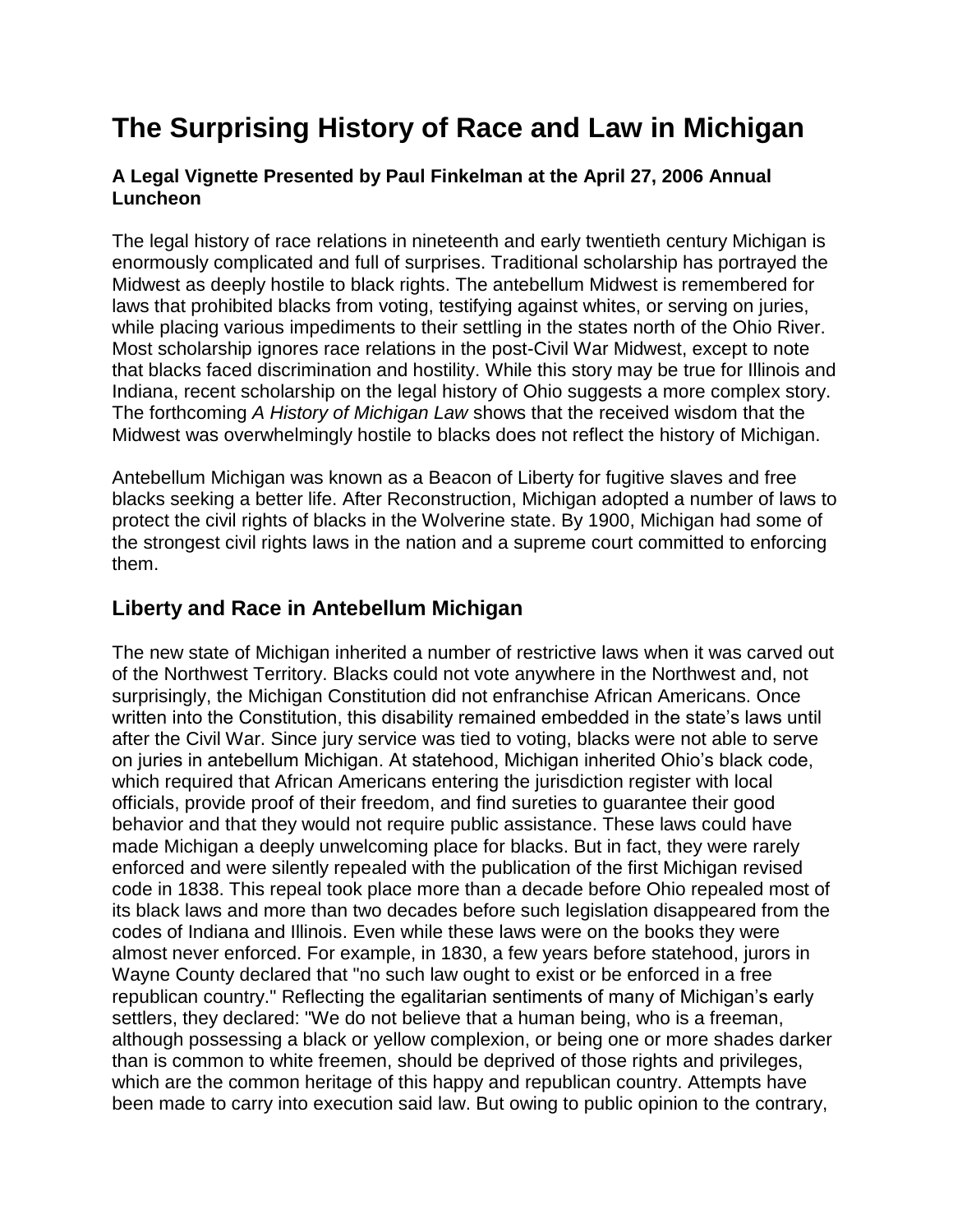# The Surprising History of Race and Law in Michigan

### A Legal Vignette Presented by Paul Finkelman at the April 27, 2006 Annual Luncheon

The legal history of race relations in nineteenth and early twentieth century Michigan is enormously complicated and full of surprises. Traditional scholarship has portrayed the Midwest as deeply hostile to black rights. The antebellum Midwest is remembered for laws that prohibited blacks from voting, testifying against whites, or serving on juries, while placing various impediments to their settling in the states north of the Ohio River. Most scholarship ignores race relations in the post-Civil War Midwest, except to note that blacks faced discrimination and hostility. While this story may be true for Illinois and Indiana, recent scholarship on the legal history of Ohio suggests a more complex story. The forthcoming *A History of Michigan Law* shows that the received wisdom that the Midwest was overwhelmingly hostile to blacks does not reflect the history of Michigan.

Antebellum Michigan was known as a Beacon of Liberty for fugitive slaves and free blacks seeking a better life. After Reconstruction, Michigan adopted a number of laws to protect the civil rights of blacks in the Wolverine state. By 1900, Michigan had some of the strongest civil rights laws in the nation and a supreme court committed to enforcing them.

## Liberty and Race in Antebellum Michigan

The new state of Michigan inherited a number of restrictive laws when it was carved out of the Northwest Territory. Blacks could not vote anywhere in the Northwest and, not surprisingly, the Michigan Constitution did not enfranchise African Americans. Once written into the Constitution, this disability remained embedded in the state's laws until after the Civil War. Since jury service was tied to voting, blacks were not able to serve on juries in antebellum Michigan. At statehood, Michigan inherited Ohio's black code, which required that African Americans entering the jurisdiction register with local officials, provide proof of their freedom, and find sureties to guarantee their good behavior and that they would not require public assistance. These laws could have made Michigan a deeply unwelcoming place for blacks. But in fact, they were rarely enforced and were silently repealed with the publication of the first Michigan revised code in 1838. This repeal took place more than a decade before Ohio repealed most of its black laws and more than two decades before such legislation disappeared from the codes of Indiana and Illinois. Even while these laws were on the books they were almost never enforced. For example, in 1830, a few years before statehood, jurors in Wayne County declared that "no such law ought to exist or be enforced in a free republican country." Reflecting the egalitarian sentiments of many of Michigan's early settlers, they declared: "We do not believe that a human being, who is a freeman, although possessing a black or yellow complexion, or being one or more shades darker than is common to white freemen, should be deprived of those rights and privileges, which are the common heritage of this happy and republican country. Attempts have been made to carry into execution said law. But owing to public opinion to the contrary,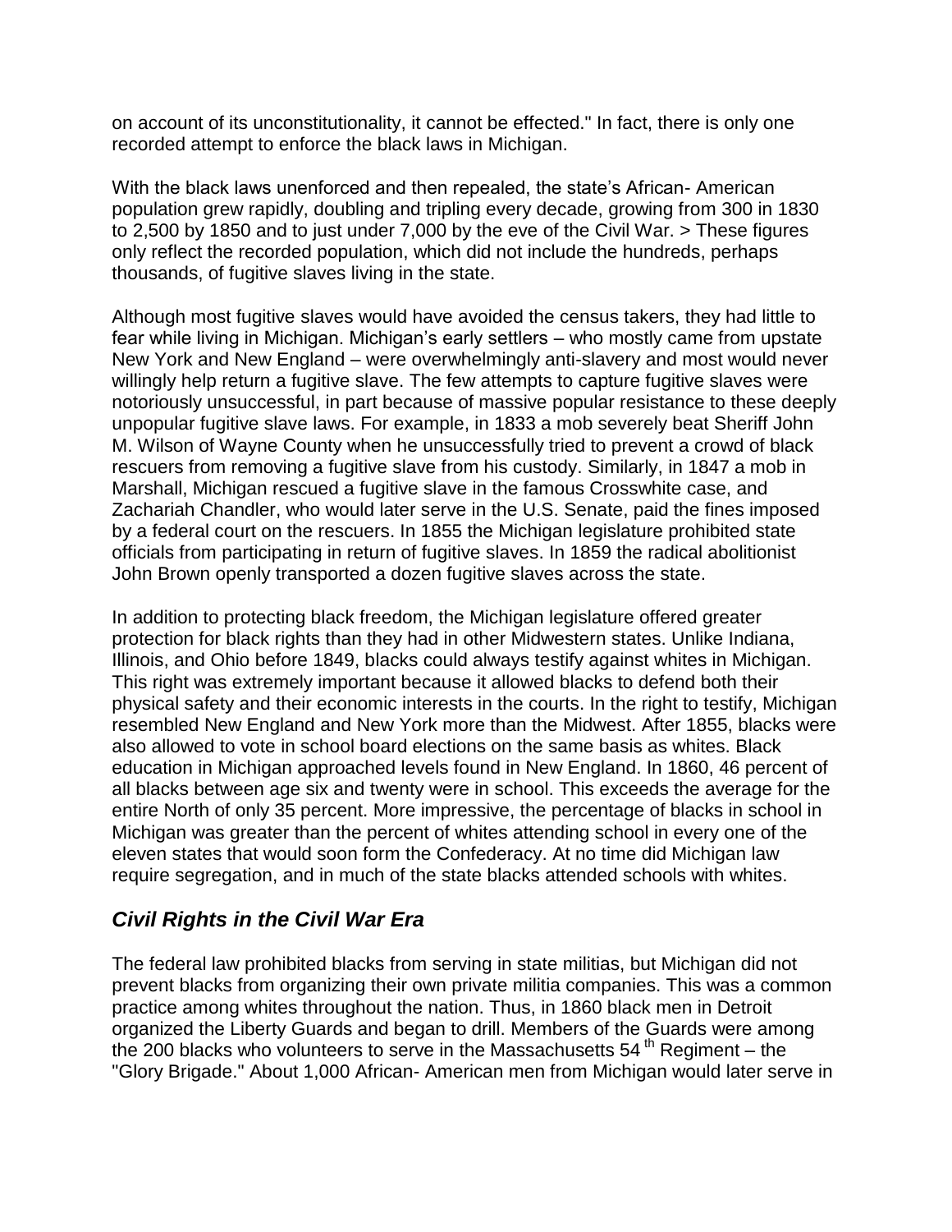on account of its unconstitutionality, it cannot be effected." In fact, there is only one recorded attempt to enforce the black laws in Michigan.

With the black laws unenforced and then repealed, the state's African- American population grew rapidly, doubling and tripling every decade, growing from 300 in 1830 to 2,500 by 1850 and to just under 7,000 by the eve of the Civil War. > These figures only reflect the recorded population, which did not include the hundreds, perhaps thousands, of fugitive slaves living in the state.

Although most fugitive slaves would have avoided the census takers, they had little to fear while living in Michigan. Michigan's early settlers – who mostly came from upstate New York and New England – were overwhelmingly anti-slavery and most would never willingly help return a fugitive slave. The few attempts to capture fugitive slaves were notoriously unsuccessful, in part because of massive popular resistance to these deeply unpopular fugitive slave laws. For example, in 1833 a mob severely beat Sheriff John M. Wilson of Wayne County when he unsuccessfully tried to prevent a crowd of black rescuers from removing a fugitive slave from his custody. Similarly, in 1847 a mob in Marshall, Michigan rescued a fugitive slave in the famous Crosswhite case, and Zachariah Chandler, who would later serve in the U.S. Senate, paid the fines imposed by a federal court on the rescuers. In 1855 the Michigan legislature prohibited state officials from participating in return of fugitive slaves. In 1859 the radical abolitionist John Brown openly transported a dozen fugitive slaves across the state.

In addition to protecting black freedom, the Michigan legislature offered greater protection for black rights than they had in other Midwestern states. Unlike Indiana, Illinois, and Ohio before 1849, blacks could always testify against whites in Michigan. This right was extremely important because it allowed blacks to defend both their physical safety and their economic interests in the courts. In the right to testify, Michigan resembled New England and New York more than the Midwest. After 1855, blacks were also allowed to vote in school board elections on the same basis as whites. Black education in Michigan approached levels found in New England. In 1860, 46 percent of all blacks between age six and twenty were in school. This exceeds the average for the entire North of only 35 percent. More impressive, the percentage of blacks in school in Michigan was greater than the percent of whites attending school in every one of the eleven states that would soon form the Confederacy. At no time did Michigan law require segregation, and in much of the state blacks attended schools with whites.

## *Civil Rights in the Civil War Era*

The federal law prohibited blacks from serving in state militias, but Michigan did not prevent blacks from organizing their own private militia companies. This was a common practice among whites throughout the nation. Thus, in 1860 black men in Detroit organized the Liberty Guards and began to drill. Members of the Guards were among the 200 blacks who volunteers to serve in the Massachusetts 54th Regiment – the "Glory Brigade." About 1,000 African- American men from Michigan would later serve in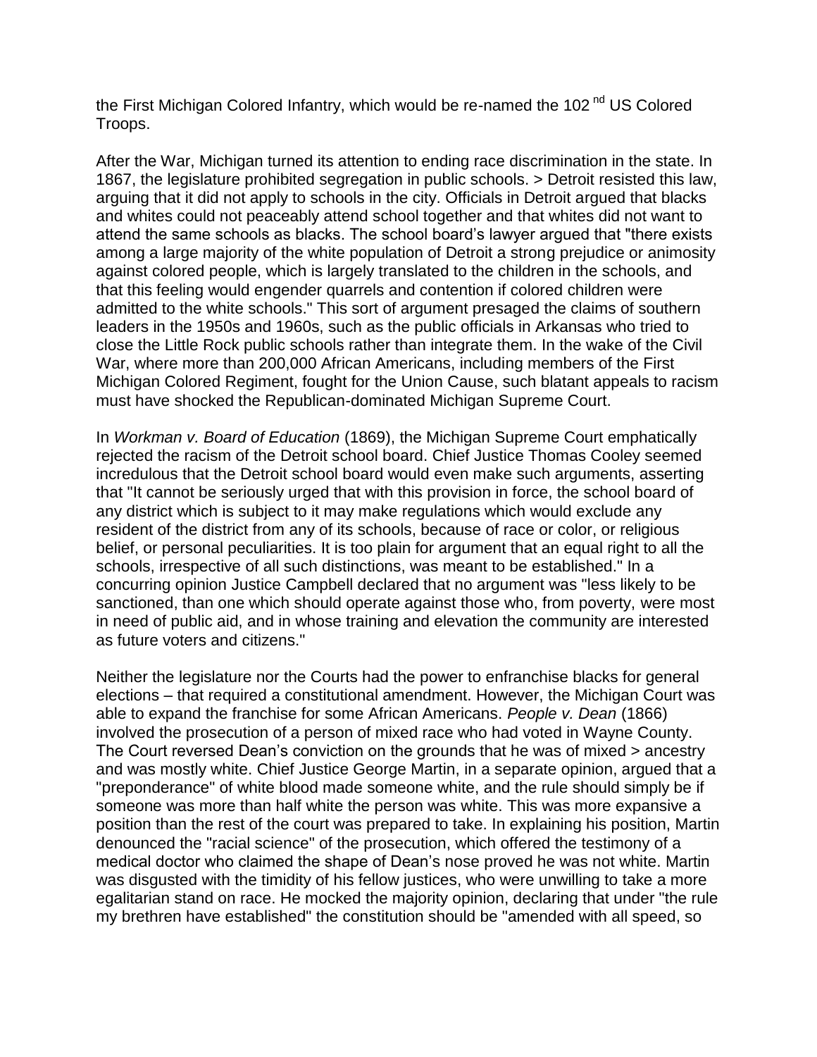the First Michigan Colored Infantry, which would be re-named the 102[nd] US Colored Troops.

After the War, Michigan turned its attention to ending race discrimination in the state. In 1867, the legislature prohibited segregation in public schools. > Detroit resisted this law, arguing that it did not apply to schools in the city. Officials in Detroit argued that blacks and whites could not peaceably attend school together and that whites did not want to attend the same schools as blacks. The school board's lawyer argued that "there exists among a large majority of the white population of Detroit a strong prejudice or animosity against colored people, which is largely translated to the children in the schools, and that this feeling would engender quarrels and contention if colored children were admitted to the white schools." This sort of argument presaged the claims of southern leaders in the 1950s and 1960s, such as the public officials in Arkansas who tried to close the Little Rock public schools rather than integrate them. In the wake of the Civil War, where more than 200,000 African Americans, including members of the First Michigan Colored Regiment, fought for the Union Cause, such blatant appeals to racism must have shocked the Republican-dominated Michigan Supreme Court.

In *Workman v. Board of Education* (1869), the Michigan Supreme Court emphatically rejected the racism of the Detroit school board. Chief Justice Thomas Cooley seemed incredulous that the Detroit school board would even make such arguments, asserting that "It cannot be seriously urged that with this provision in force, the school board of any district which is subject to it may make regulations which would exclude any resident of the district from any of its schools, because of race or color, or religious belief, or personal peculiarities. It is too plain for argument that an equal right to all the schools, irrespective of all such distinctions, was meant to be established." In a concurring opinion Justice Campbell declared that no argument was "less likely to be sanctioned, than one which should operate against those who, from poverty, were most in need of public aid, and in whose training and elevation the community are interested as future voters and citizens."

Neither the legislature nor the Courts had the power to enfranchise blacks for general elections – that required a constitutional amendment. However, the Michigan Court was able to expand the franchise for some African Americans. *People v. Dean* (1866) involved the prosecution of a person of mixed race who had voted in Wayne County. The Court reversed Dean's conviction on the grounds that he was of mixed > ancestry and was mostly white. Chief Justice George Martin, in a separate opinion, argued that a "preponderance" of white blood made someone white, and the rule should simply be if someone was more than half white the person was white. This was more expansive a position than the rest of the court was prepared to take. In explaining his position, Martin denounced the "racial science" of the prosecution, which offered the testimony of a medical doctor who claimed the shape of Dean's nose proved he was not white. Martin was disgusted with the timidity of his fellow justices, who were unwilling to take a more egalitarian stand on race. He mocked the majority opinion, declaring that under "the rule my brethren have established" the constitution should be "amended with all speed, so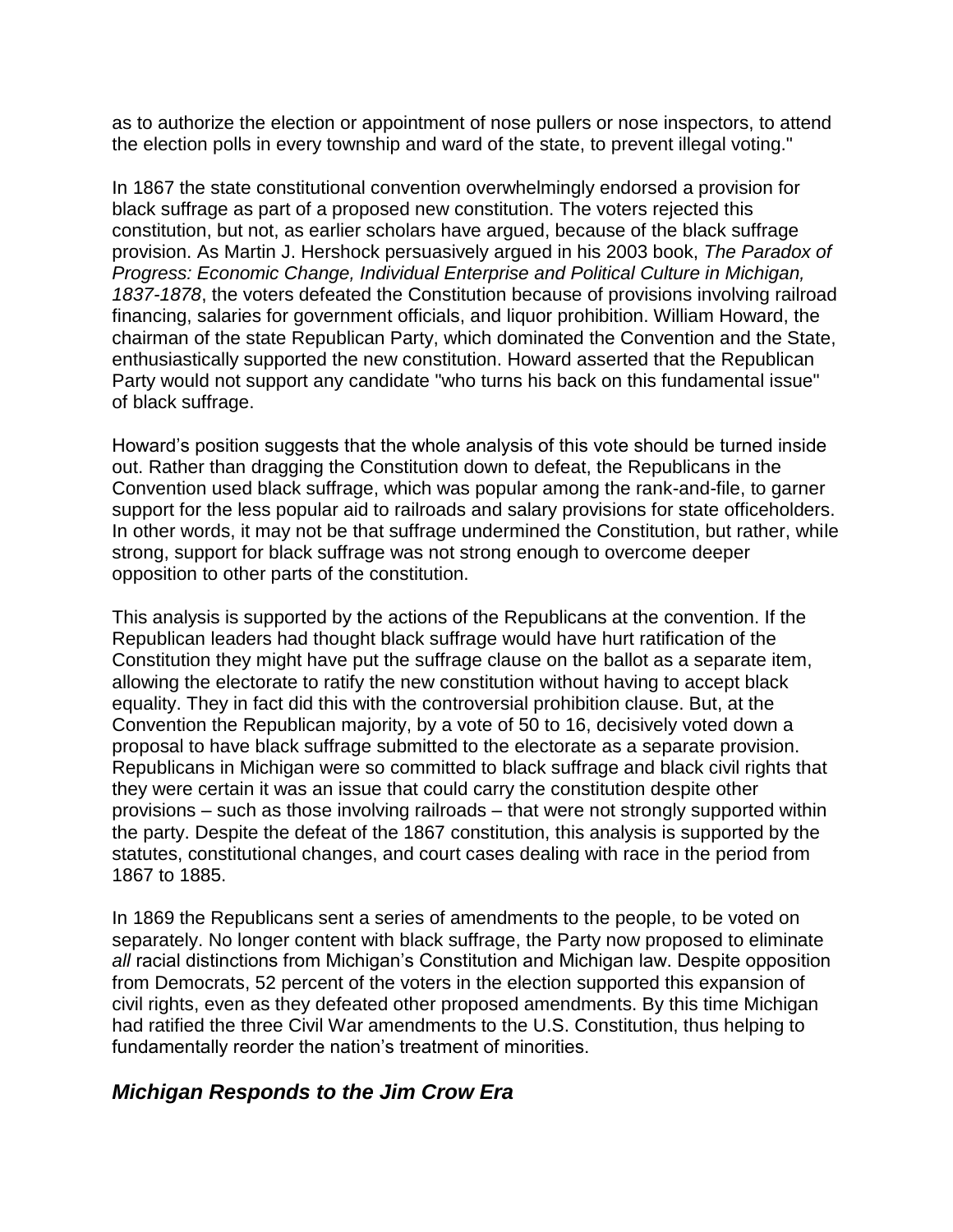as to authorize the election or appointment of nose pullers or nose inspectors, to attend the election polls in every township and ward of the state, to prevent illegal voting."

In 1867 the state constitutional convention overwhelmingly endorsed a provision for black suffrage as part of a proposed new constitution. The voters rejected this constitution, but not, as earlier scholars have argued, because of the black suffrage provision. As Martin J. Hershock persuasively argued in his 2003 book, *The Paradox of Progress: Economic Change, Individual Enterprise and Political Culture in Michigan, 1837-1878*, the voters defeated the Constitution because of provisions involving railroad financing, salaries for government officials, and liquor prohibition. William Howard, the chairman of the state Republican Party, which dominated the Convention and the State, enthusiastically supported the new constitution. Howard asserted that the Republican Party would not support any candidate "who turns his back on this fundamental issue" of black suffrage.

Howard's position suggests that the whole analysis of this vote should be turned inside out. Rather than dragging the Constitution down to defeat, the Republicans in the Convention used black suffrage, which was popular among the rank-and-file, to garner support for the less popular aid to railroads and salary provisions for state officeholders. In other words, it may not be that suffrage undermined the Constitution, but rather, while strong, support for black suffrage was not strong enough to overcome deeper opposition to other parts of the constitution.

This analysis is supported by the actions of the Republicans at the convention. If the Republican leaders had thought black suffrage would have hurt ratification of the Constitution they might have put the suffrage clause on the ballot as a separate item, allowing the electorate to ratify the new constitution without having to accept black equality. They in fact did this with the controversial prohibition clause. But, at the Convention the Republican majority, by a vote of 50 to 16, decisively voted down a proposal to have black suffrage submitted to the electorate as a separate provision. Republicans in Michigan were so committed to black suffrage and black civil rights that they were certain it was an issue that could carry the constitution despite other provisions – such as those involving railroads – that were not strongly supported within the party. Despite the defeat of the 1867 constitution, this analysis is supported by the statutes, constitutional changes, and court cases dealing with race in the period from 1867 to 1885.

In 1869 the Republicans sent a series of amendments to the people, to be voted on separately. No longer content with black suffrage, the Party now proposed to eliminate *all* racial distinctions from Michigan's Constitution and Michigan law. Despite opposition from Democrats, 52 percent of the voters in the election supported this expansion of civil rights, even as they defeated other proposed amendments. By this time Michigan had ratified the three Civil War amendments to the U.S. Constitution, thus helping to fundamentally reorder the nation's treatment of minorities.

## *Michigan Responds to the Jim Crow Era*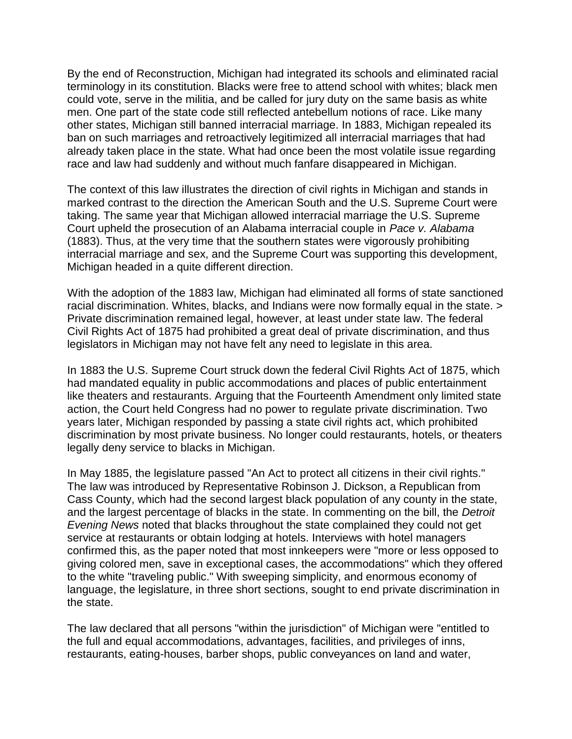By the end of Reconstruction, Michigan had integrated its schools and eliminated racial terminology in its constitution. Blacks were free to attend school with whites; black men could vote, serve in the militia, and be called for jury duty on the same basis as white men. One part of the state code still reflected antebellum notions of race. Like many other states, Michigan still banned interracial marriage. In 1883, Michigan repealed its ban on such marriages and retroactively legitimized all interracial marriages that had already taken place in the state. What had once been the most volatile issue regarding race and law had suddenly and without much fanfare disappeared in Michigan.

The context of this law illustrates the direction of civil rights in Michigan and stands in marked contrast to the direction the American South and the U.S. Supreme Court were taking. The same year that Michigan allowed interracial marriage the U.S. Supreme Court upheld the prosecution of an Alabama interracial couple in *Pace v. Alabama* (1883). Thus, at the very time that the southern states were vigorously prohibiting interracial marriage and sex, and the Supreme Court was supporting this development, Michigan headed in a quite different direction.

With the adoption of the 1883 law, Michigan had eliminated all forms of state sanctioned racial discrimination. Whites, blacks, and Indians were now formally equal in the state. > Private discrimination remained legal, however, at least under state law. The federal Civil Rights Act of 1875 had prohibited a great deal of private discrimination, and thus legislators in Michigan may not have felt any need to legislate in this area.

In 1883 the U.S. Supreme Court struck down the federal Civil Rights Act of 1875, which had mandated equality in public accommodations and places of public entertainment like theaters and restaurants. Arguing that the Fourteenth Amendment only limited state action, the Court held Congress had no power to regulate private discrimination. Two years later, Michigan responded by passing a state civil rights act, which prohibited discrimination by most private business. No longer could restaurants, hotels, or theaters legally deny service to blacks in Michigan.

In May 1885, the legislature passed "An Act to protect all citizens in their civil rights." The law was introduced by Representative Robinson J. Dickson, a Republican from Cass County, which had the second largest black population of any county in the state, and the largest percentage of blacks in the state. In commenting on the bill, the *Detroit Evening News* noted that blacks throughout the state complained they could not get service at restaurants or obtain lodging at hotels. Interviews with hotel managers confirmed this, as the paper noted that most innkeepers were "more or less opposed to giving colored men, save in exceptional cases, the accommodations" which they offered to the white "traveling public." With sweeping simplicity, and enormous economy of language, the legislature, in three short sections, sought to end private discrimination in the state.

The law declared that all persons "within the jurisdiction" of Michigan were "entitled to the full and equal accommodations, advantages, facilities, and privileges of inns, restaurants, eating-houses, barber shops, public conveyances on land and water,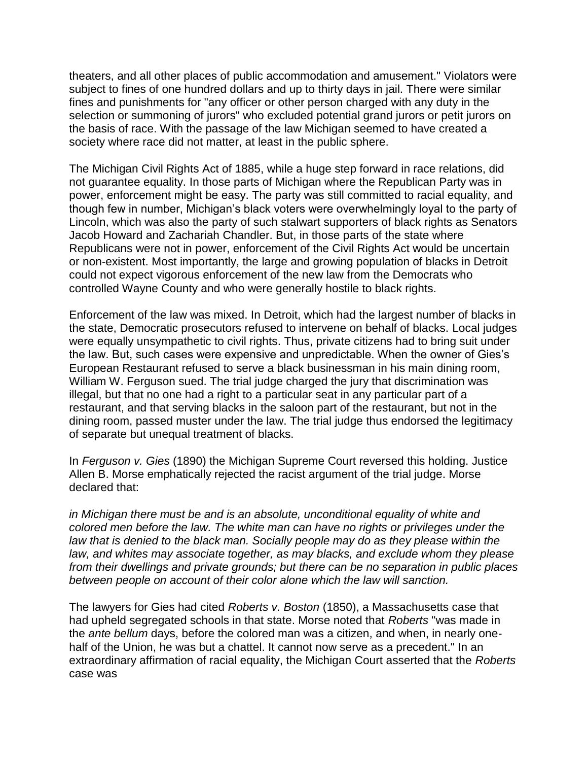theaters, and all other places of public accommodation and amusement." Violators were subject to fines of one hundred dollars and up to thirty days in jail. There were similar fines and punishments for "any officer or other person charged with any duty in the selection or summoning of jurors" who excluded potential grand jurors or petit jurors on the basis of race. With the passage of the law Michigan seemed to have created a society where race did not matter, at least in the public sphere.

The Michigan Civil Rights Act of 1885, while a huge step forward in race relations, did not guarantee equality. In those parts of Michigan where the Republican Party was in power, enforcement might be easy. The party was still committed to racial equality, and though few in number, Michigan's black voters were overwhelmingly loyal to the party of Lincoln, which was also the party of such stalwart supporters of black rights as Senators Jacob Howard and Zachariah Chandler. But, in those parts of the state where Republicans were not in power, enforcement of the Civil Rights Act would be uncertain or non-existent. Most importantly, the large and growing population of blacks in Detroit could not expect vigorous enforcement of the new law from the Democrats who controlled Wayne County and who were generally hostile to black rights.

Enforcement of the law was mixed. In Detroit, which had the largest number of blacks in the state, Democratic prosecutors refused to intervene on behalf of blacks. Local judges were equally unsympathetic to civil rights. Thus, private citizens had to bring suit under the law. But, such cases were expensive and unpredictable. When the owner of Gies's European Restaurant refused to serve a black businessman in his main dining room, William W. Ferguson sued. The trial judge charged the jury that discrimination was illegal, but that no one had a right to a particular seat in any particular part of a restaurant, and that serving blacks in the saloon part of the restaurant, but not in the dining room, passed muster under the law. The trial judge thus endorsed the legitimacy of separate but unequal treatment of blacks.

In *Ferguson v. Gies* (1890) the Michigan Supreme Court reversed this holding. Justice Allen B. Morse emphatically rejected the racist argument of the trial judge. Morse declared that:

*in Michigan there must be and is an absolute, unconditional equality of white and colored men before the law. The white man can have no rights or privileges under the law that is denied to the black man. Socially people may do as they please within the law, and whites may associate together, as may blacks, and exclude whom they please from their dwellings and private grounds; but there can be no separation in public places between people on account of their color alone which the law will sanction.*

The lawyers for Gies had cited *Roberts v. Boston* (1850), a Massachusetts case that had upheld segregated schools in that state. Morse noted that *Roberts* "was made in the *ante bellum* days, before the colored man was a citizen, and when, in nearly one-half of the Union, he was but a chattel. It cannot now serve as a precedent." In an extraordinary affirmation of racial equality, the Michigan Court asserted that the *Roberts* case was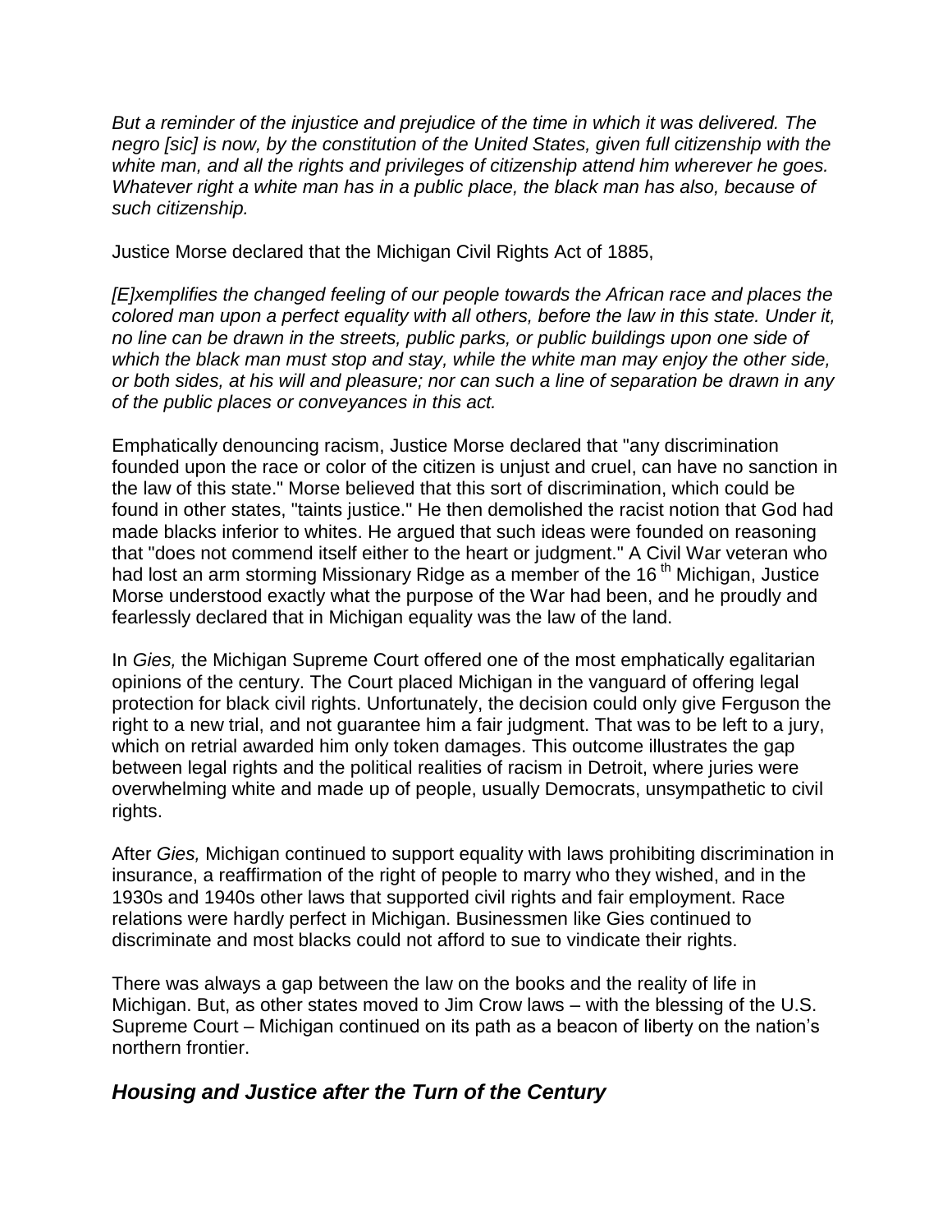*But a reminder of the injustice and prejudice of the time in which it was delivered. The negro [sic] is now, by the constitution of the United States, given full citizenship with the white man, and all the rights and privileges of citizenship attend him wherever he goes. Whatever right a white man has in a public place, the black man has also, because of such citizenship.*

Justice Morse declared that the Michigan Civil Rights Act of 1885,

*[E]xemplifies the changed feeling of our people towards the African race and places the colored man upon a perfect equality with all others, before the law in this state. Under it, no line can be drawn in the streets, public parks, or public buildings upon one side of which the black man must stop and stay, while the white man may enjoy the other side, or both sides, at his will and pleasure; nor can such a line of separation be drawn in any of the public places or conveyances in this act.*

Emphatically denouncing racism, Justice Morse declared that "any discrimination founded upon the race or color of the citizen is unjust and cruel, can have no sanction in the law of this state." Morse believed that this sort of discrimination, which could be found in other states, "taints justice." He then demolished the racist notion that God had made blacks inferior to whites. He argued that such ideas were founded on reasoning that "does not commend itself either to the heart or judgment." A Civil War veteran who had lost an arm storming Missionary Ridge as a member of the 16th Michigan, Justice Morse understood exactly what the purpose of the War had been, and he proudly and fearlessly declared that in Michigan equality was the law of the land.

In *Gies,* the Michigan Supreme Court offered one of the most emphatically egalitarian opinions of the century. The Court placed Michigan in the vanguard of offering legal protection for black civil rights. Unfortunately, the decision could only give Ferguson the right to a new trial, and not guarantee him a fair judgment. That was to be left to a jury, which on retrial awarded him only token damages. This outcome illustrates the gap between legal rights and the political realities of racism in Detroit, where juries were overwhelming white and made up of people, usually Democrats, unsympathetic to civil rights.

After *Gies,* Michigan continued to support equality with laws prohibiting discrimination in insurance, a reaffirmation of the right of people to marry who they wished, and in the 1930s and 1940s other laws that supported civil rights and fair employment. Race relations were hardly perfect in Michigan. Businessmen like Gies continued to discriminate and most blacks could not afford to sue to vindicate their rights.

There was always a gap between the law on the books and the reality of life in Michigan. But, as other states moved to Jim Crow laws – with the blessing of the U.S. Supreme Court – Michigan continued on its path as a beacon of liberty on the nation's northern frontier.

## *Housing and Justice after the Turn of the Century*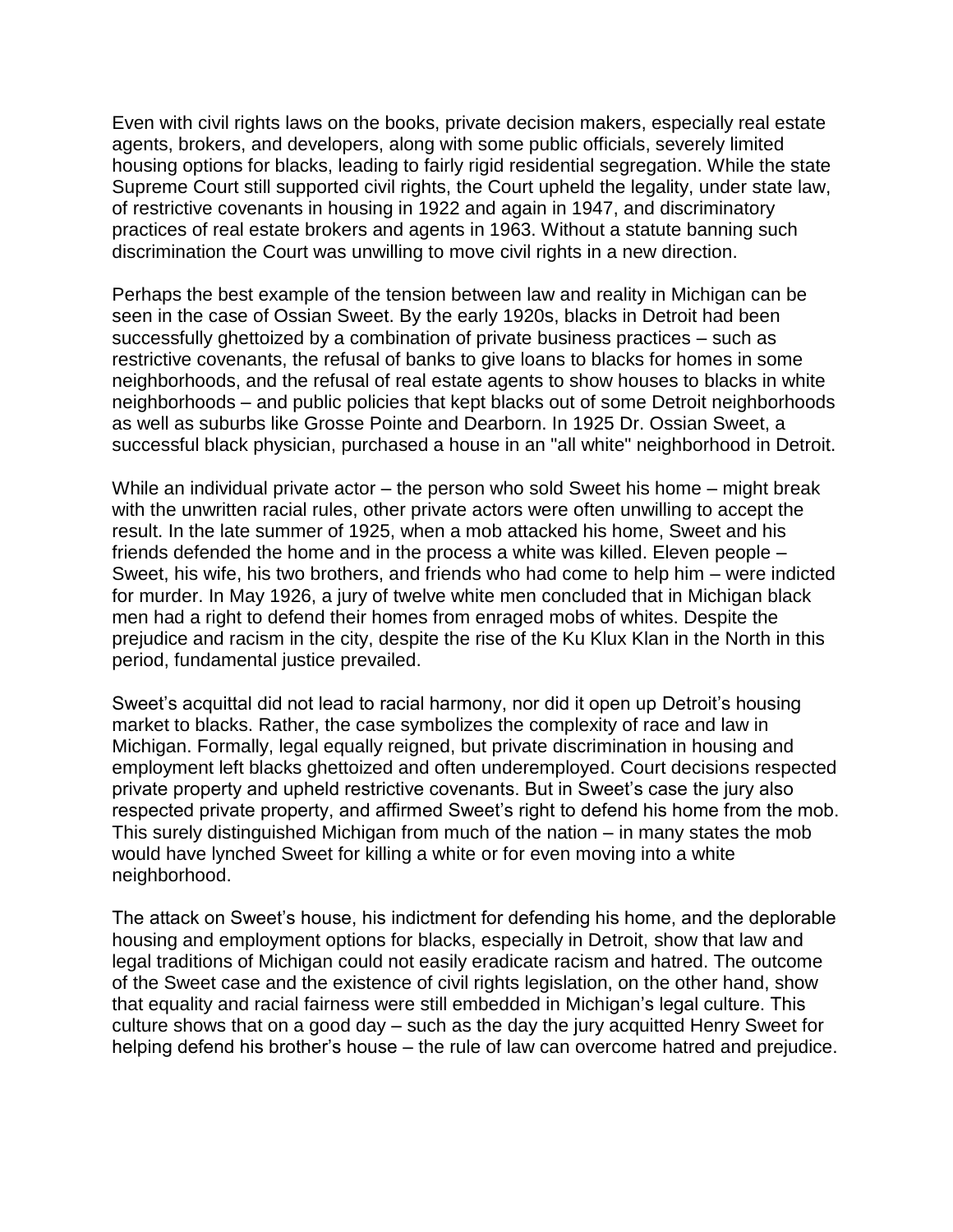Even with civil rights laws on the books, private decision makers, especially real estate agents, brokers, and developers, along with some public officials, severely limited housing options for blacks, leading to fairly rigid residential segregation. While the state Supreme Court still supported civil rights, the Court upheld the legality, under state law, of restrictive covenants in housing in 1922 and again in 1947, and discriminatory practices of real estate brokers and agents in 1963. Without a statute banning such discrimination the Court was unwilling to move civil rights in a new direction.

Perhaps the best example of the tension between law and reality in Michigan can be seen in the case of Ossian Sweet. By the early 1920s, blacks in Detroit had been successfully ghettoized by a combination of private business practices – such as restrictive covenants, the refusal of banks to give loans to blacks for homes in some neighborhoods, and the refusal of real estate agents to show houses to blacks in white neighborhoods – and public policies that kept blacks out of some Detroit neighborhoods as well as suburbs like Grosse Pointe and Dearborn. In 1925 Dr. Ossian Sweet, a successful black physician, purchased a house in an "all white" neighborhood in Detroit.

While an individual private actor – the person who sold Sweet his home – might break with the unwritten racial rules, other private actors were often unwilling to accept the result. In the late summer of 1925, when a mob attacked his home, Sweet and his friends defended the home and in the process a white was killed. Eleven people – Sweet, his wife, his two brothers, and friends who had come to help him – were indicted for murder. In May 1926, a jury of twelve white men concluded that in Michigan black men had a right to defend their homes from enraged mobs of whites. Despite the prejudice and racism in the city, despite the rise of the Ku Klux Klan in the North in this period, fundamental justice prevailed.

Sweet's acquittal did not lead to racial harmony, nor did it open up Detroit's housing market to blacks. Rather, the case symbolizes the complexity of race and law in Michigan. Formally, legal equally reigned, but private discrimination in housing and employment left blacks ghettoized and often underemployed. Court decisions respected private property and upheld restrictive covenants. But in Sweet's case the jury also respected private property, and affirmed Sweet's right to defend his home from the mob. This surely distinguished Michigan from much of the nation – in many states the mob would have lynched Sweet for killing a white or for even moving into a white neighborhood.

The attack on Sweet's house, his indictment for defending his home, and the deplorable housing and employment options for blacks, especially in Detroit, show that law and legal traditions of Michigan could not easily eradicate racism and hatred. The outcome of the Sweet case and the existence of civil rights legislation, on the other hand, show that equality and racial fairness were still embedded in Michigan's legal culture. This culture shows that on a good day – such as the day the jury acquitted Henry Sweet for helping defend his brother's house – the rule of law can overcome hatred and prejudice.